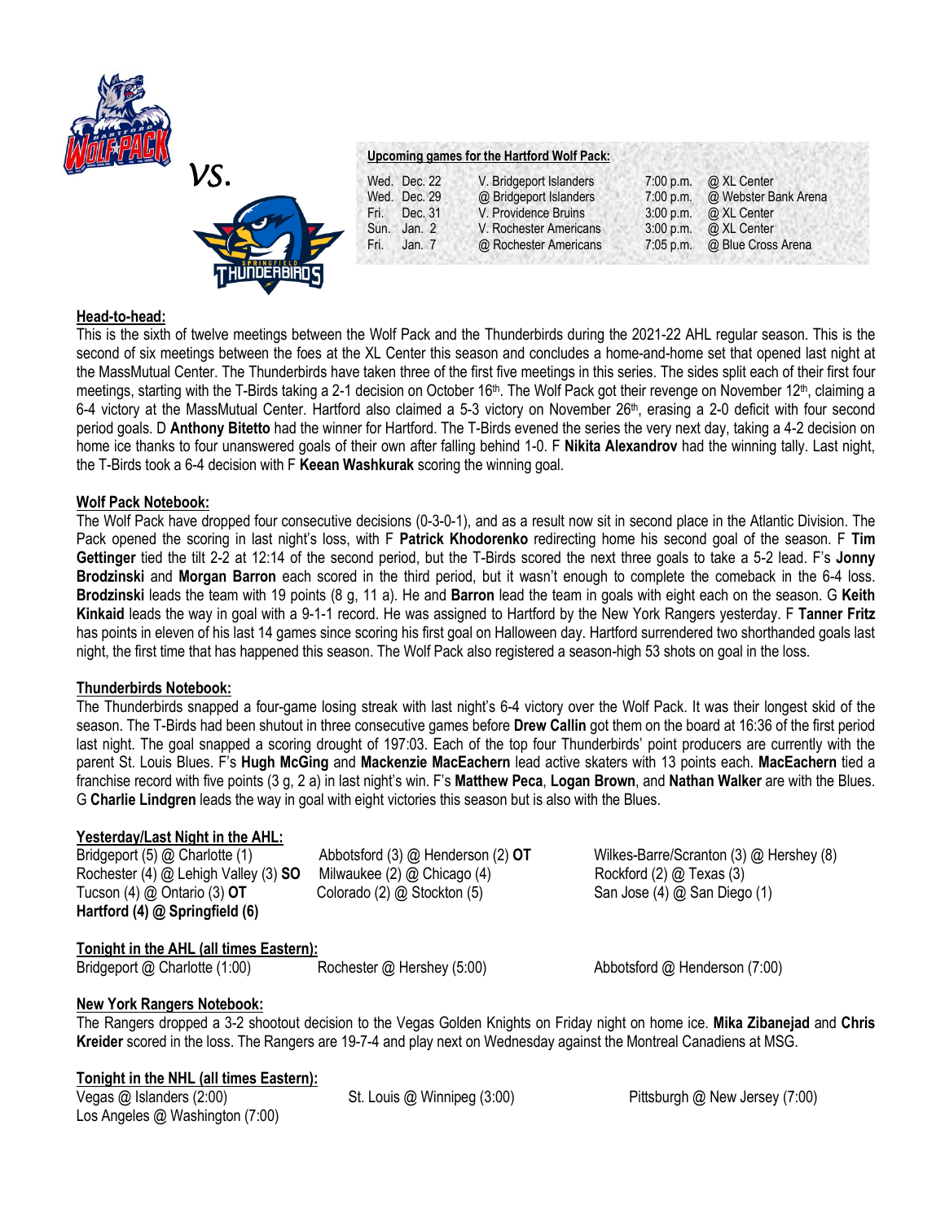vs.

**Upcoming games for the Hartford Wolf Pack:**

| | | | | |
|---|---|---|---|---|
| Wed. | Dec. 22 | V. Bridgeport Islanders | 7:00 p.m. | @ XL Center |
| Wed. | Dec. 29 | @ Bridgeport Islanders | 7:00 p.m. | @ Webster Bank Arena |
| Fri. | Dec. 31 | V. Providence Bruins | 3:00 p.m. | @ XL Center |
| Sun. | Jan. 2 | V. Rochester Americans | 3:00 p.m. | @ XL Center |
| Fri. | Jan. 7 | @ Rochester Americans | 7:05 p.m. | @ Blue Cross Arena |

## Head-to-head:

This is the sixth of twelve meetings between the Wolf Pack and the Thunderbirds during the 2021-22 AHL regular season. This is the second of six meetings between the foes at the XL Center this season and concludes a home-and-home set that opened last night at the MassMutual Center. The Thunderbirds have taken three of the first five meetings in this series. The sides split each of their first four meetings, starting with the T-Birds taking a 2-1 decision on October 16th. The Wolf Pack got their revenge on November 12th, claiming a 6-4 victory at the MassMutual Center. Hartford also claimed a 5-3 victory on November 26th, erasing a 2-0 deficit with four second period goals. D **Anthony Bitetto** had the winner for Hartford. The T-Birds evened the series the very next day, taking a 4-2 decision on home ice thanks to four unanswered goals of their own after falling behind 1-0. F **Nikita Alexandrov** had the winning tally. Last night, the T-Birds took a 6-4 decision with F **Keean Washkurak** scoring the winning goal.

## Wolf Pack Notebook:

The Wolf Pack have dropped four consecutive decisions (0-3-0-1), and as a result now sit in second place in the Atlantic Division. The Pack opened the scoring in last night's loss, with F **Patrick Khodorenko** redirecting home his second goal of the season. F **Tim Gettinger** tied the tilt 2-2 at 12:14 of the second period, but the T-Birds scored the next three goals to take a 5-2 lead. F's **Jonny Brodzinski** and **Morgan Barron** each scored in the third period, but it wasn't enough to complete the comeback in the 6-4 loss. **Brodzinski** leads the team with 19 points (8 g, 11 a). He and **Barron** lead the team in goals with eight each on the season. G **Keith Kinkaid** leads the way in goal with a 9-1-1 record. He was assigned to Hartford by the New York Rangers yesterday. F **Tanner Fritz** has points in eleven of his last 14 games since scoring his first goal on Halloween day. Hartford surrendered two shorthanded goals last night, the first time that has happened this season. The Wolf Pack also registered a season-high 53 shots on goal in the loss.

## Thunderbirds Notebook:

The Thunderbirds snapped a four-game losing streak with last night's 6-4 victory over the Wolf Pack. It was their longest skid of the season. The T-Birds had been shutout in three consecutive games before **Drew Callin** got them on the board at 16:36 of the first period last night. The goal snapped a scoring drought of 197:03. Each of the top four Thunderbirds' point producers are currently with the parent St. Louis Blues. F's **Hugh McGing** and **Mackenzie MacEachern** lead active skaters with 13 points each. **MacEachern** tied a franchise record with five points (3 g, 2 a) in last night's win. F's **Matthew Peca**, **Logan Brown**, and **Nathan Walker** are with the Blues. G **Charlie Lindgren** leads the way in goal with eight victories this season but is also with the Blues.

## Yesterday/Last Night in the AHL:

Bridgeport (5) @ Charlotte (1)
Rochester (4) @ Lehigh Valley (3) **SO**
Tucson (4) @ Ontario (3) **OT**
**Hartford (4) @ Springfield (6)**
Abbotsford (3) @ Henderson (2) **OT**
Milwaukee (2) @ Chicago (4)
Colorado (2) @ Stockton (5)
Wilkes-Barre/Scranton (3) @ Hershey (8)
Rockford (2) @ Texas (3)
San Jose (4) @ San Diego (1)

## Tonight in the AHL (all times Eastern):

Bridgeport @ Charlotte (1:00)
Rochester @ Hershey (5:00)
Abbotsford @ Henderson (7:00)

## New York Rangers Notebook:

The Rangers dropped a 3-2 shootout decision to the Vegas Golden Knights on Friday night on home ice. **Mika Zibanejad** and **Chris Kreider** scored in the loss. The Rangers are 19-7-4 and play next on Wednesday against the Montreal Canadiens at MSG.

## Tonight in the NHL (all times Eastern):

Vegas @ Islanders (2:00)
Los Angeles @ Washington (7:00)
St. Louis @ Winnipeg (3:00)
Pittsburgh @ New Jersey (7:00)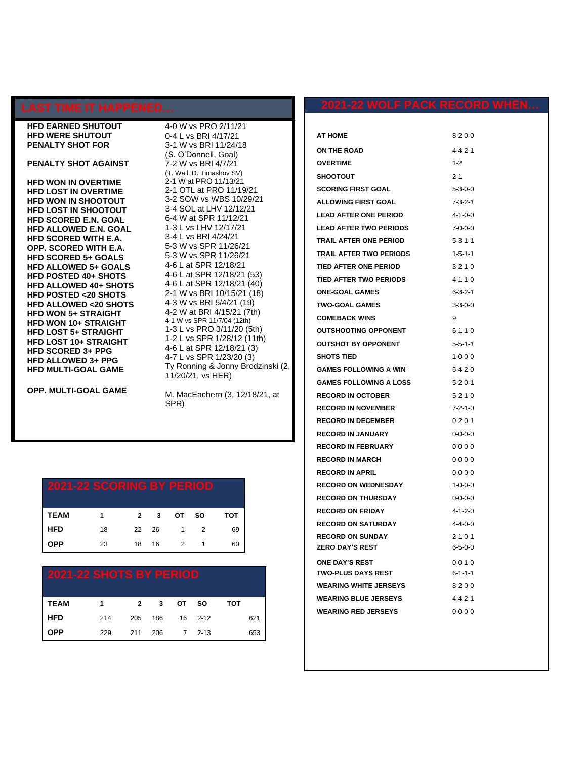## LAST TIME IT HAPPENED...

| | |
|---|---|
| **HFD EARNED SHUTOUT** | 4-0 W vs PRO 2/11/21 |
| **HFD WERE SHUTOUT** | 0-4 L vs BRI 4/17/21 |
| **PENALTY SHOT FOR** | 3-1 W vs BRI 11/24/18 (S. O'Donnell, Goal) |
| **PENALTY SHOT AGAINST** | 7-2 W vs BRI 4/7/21 (T. Wall, D. Timashov SV) |
| **HFD WON IN OVERTIME** | 2-1 W at PRO 11/13/21 |
| **HFD LOST IN OVERTIME** | 2-1 OTL at PRO 11/19/21 |
| **HFD WON IN SHOOTOUT** | 3-2 SOW vs WBS 10/29/21 |
| **HFD LOST IN SHOOTOUT** | 3-4 SOL at LHV 12/12/21 |
| **HFD SCORED E.N. GOAL** | 6-4 W at SPR 11/12/21 |
| **HFD ALLOWED E.N. GOAL** | 1-3 L vs LHV 12/17/21 |
| **HFD SCORED WITH E.A.** | 3-4 L vs BRI 4/24/21 |
| **OPP. SCORED WITH E.A.** | 5-3 W vs SPR 11/26/21 |
| **HFD SCORED 5+ GOALS** | 5-3 W vs SPR 11/26/21 |
| **HFD ALLOWED 5+ GOALS** | 4-6 L at SPR 12/18/21 |
| **HFD POSTED 40+ SHOTS** | 4-6 L at SPR 12/18/21 (53) |
| **HFD ALLOWED 40+ SHOTS** | 4-6 L at SPR 12/18/21 (40) |
| **HFD POSTED <20 SHOTS** | 2-1 W vs BRI 10/15/21 (18) |
| **HFD ALLOWED <20 SHOTS** | 4-3 W vs BRI 5/4/21 (19) |
| **HFD WON 5+ STRAIGHT** | 4-2 W at BRI 4/15/21 (7th) |
| **HFD WON 10+ STRAIGHT** | 4-1 W vs SPR 11/7/04 (12th) |
| **HFD LOST 5+ STRAIGHT** | 1-3 L vs PRO 3/11/20 (5th) |
| **HFD LOST 10+ STRAIGHT** | 1-2 L vs SPR 1/28/12 (11th) |
| **HFD SCORED 3+ PPG** | 4-6 L at SPR 12/18/21 (3) |
| **HFD ALLOWED 3+ PPG** | 4-7 L vs SPR 1/23/20 (3) |
| **HFD MULTI-GOAL GAME** | Ty Ronning & Jonny Brodzinski (2, 11/20/21, vs HER) |
| **OPP. MULTI-GOAL GAME** | M. MacEachern (3, 12/18/21, at SPR) |

## 2021-22 SCORING BY PERIOD

| TEAM | 1 | 2 | 3 | OT | SO | TOT |
|---|---|---|---|---|---|---|
| HFD | 18 | 22 | 26 | 1 | 2 | 69 |
| OPP | 23 | 18 | 16 | 2 | 1 | 60 |

## 2021-22 SHOTS BY PERIOD

| TEAM | 1 | 2 | 3 | OT | SO | TOT |
|---|---|---|---|---|---|---|
| HFD | 214 | 205 | 186 | 16 | 2-12 | 621 |
| OPP | 229 | 211 | 206 | 7 | 2-13 | 653 |

## 2021-22 WOLF PACK RECORD WHEN...

| | |
|---|---|
| **AT HOME** | 8-2-0-0 |
| **ON THE ROAD** | 4-4-2-1 |
| **OVERTIME** | 1-2 |
| **SHOOTOUT** | 2-1 |
| **SCORING FIRST GOAL** | 5-3-0-0 |
| **ALLOWING FIRST GOAL** | 7-3-2-1 |
| **LEAD AFTER ONE PERIOD** | 4-1-0-0 |
| **LEAD AFTER TWO PERIODS** | 7-0-0-0 |
| **TRAIL AFTER ONE PERIOD** | 5-3-1-1 |
| **TRAIL AFTER TWO PERIODS** | 1-5-1-1 |
| **TIED AFTER ONE PERIOD** | 3-2-1-0 |
| **TIED AFTER TWO PERIODS** | 4-1-1-0 |
| **ONE-GOAL GAMES** | 6-3-2-1 |
| **TWO-GOAL GAMES** | 3-3-0-0 |
| **COMEBACK WINS** | 9 |
| **OUTSHOOTING OPPONENT** | 6-1-1-0 |
| **OUTSHOT BY OPPONENT** | 5-5-1-1 |
| **SHOTS TIED** | 1-0-0-0 |
| **GAMES FOLLOWING A WIN** | 6-4-2-0 |
| **GAMES FOLLOWING A LOSS** | 5-2-0-1 |
| **RECORD IN OCTOBER** | 5-2-1-0 |
| **RECORD IN NOVEMBER** | 7-2-1-0 |
| **RECORD IN DECEMBER** | 0-2-0-1 |
| **RECORD IN JANUARY** | 0-0-0-0 |
| **RECORD IN FEBRUARY** | 0-0-0-0 |
| **RECORD IN MARCH** | 0-0-0-0 |
| **RECORD IN APRIL** | 0-0-0-0 |
| **RECORD ON WEDNESDAY** | 1-0-0-0 |
| **RECORD ON THURSDAY** | 0-0-0-0 |
| **RECORD ON FRIDAY** | 4-1-2-0 |
| **RECORD ON SATURDAY** | 4-4-0-0 |
| **RECORD ON SUNDAY** | 2-1-0-1 |
| **ZERO DAY'S REST** | 6-5-0-0 |
| **ONE DAY'S REST** | 0-0-1-0 |
| **TWO-PLUS DAYS REST** | 6-1-1-1 |
| **WEARING WHITE JERSEYS** | 8-2-0-0 |
| **WEARING BLUE JERSEYS** | 4-4-2-1 |
| **WEARING RED JERSEYS** | 0-0-0-0 |